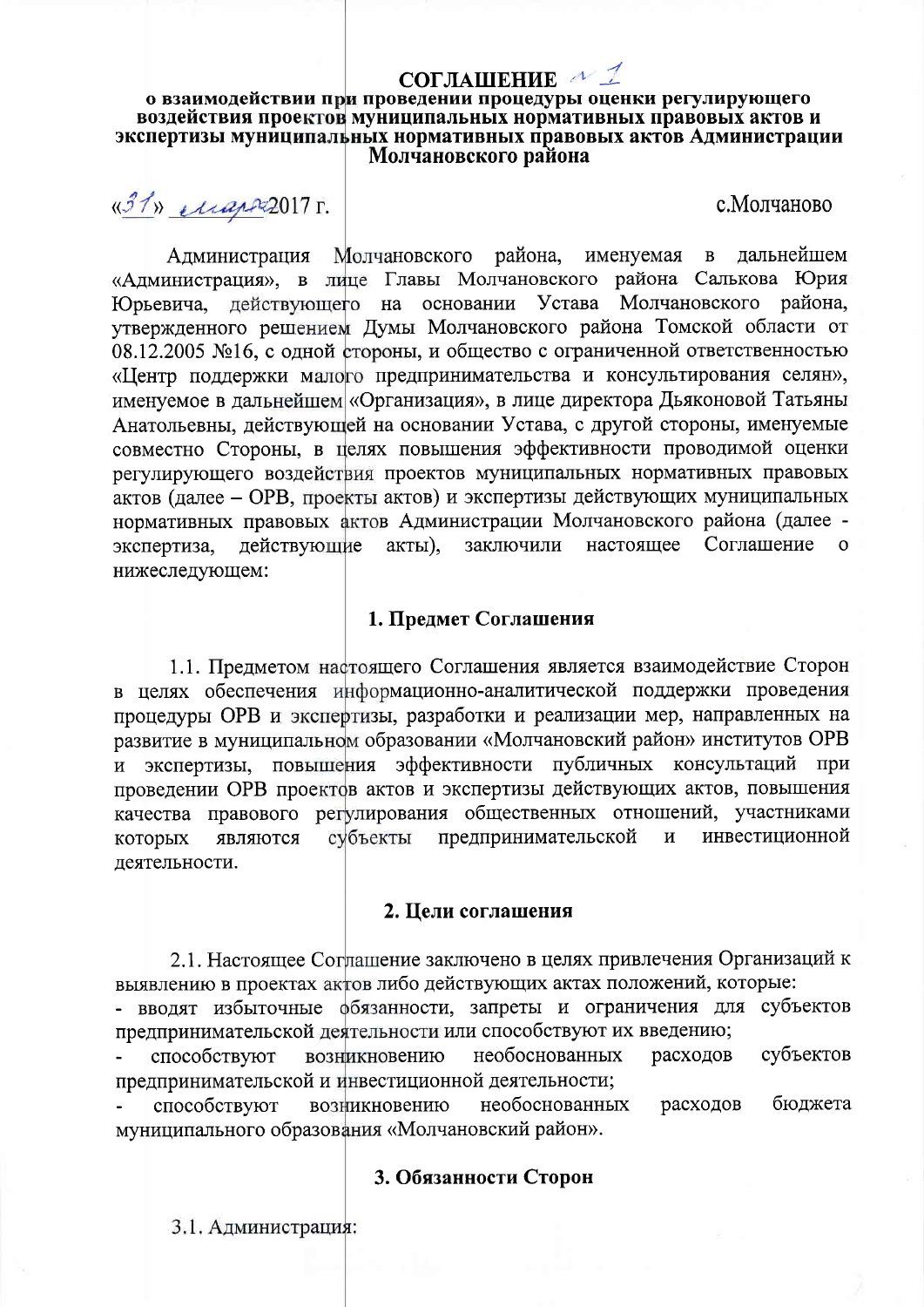# СОГЛАШЕНИЕ № 1

## о взаимодействии при проведении процедуры оценки регулирующего воздействия проектов муниципальных нормативных правовых актов и экспертизы муниципальных нормативных правовых актов Администрации Молчановского района

«31» марта 2017 г. с.Молчаново

Администрация Молчановского района, именуемая в дальнейшем «Администрация», в лице Главы Молчановского района Салькова Юрия Юрьевича, действующего на основании Устава Молчановского района, утвержденного решением Думы Молчановского района Томской области от 08.12.2005 №16, с одной стороны, и общество с ограниченной ответственностью «Центр поддержки малого предпринимательства и консультирования селян», именуемое в дальнейшем «Организация», в лице директора Дьяконовой Татьяны Анатольевны, действующей на основании Устава, с другой стороны, именуемые совместно Стороны, в целях повышения эффективности проводимой оценки регулирующего воздействия проектов муниципальных нормативных правовых актов (далее – ОРВ, проекты актов) и экспертизы действующих муниципальных нормативных правовых актов Администрации Молчановского района (далее - экспертиза, действующие акты), заключили настоящее Соглашение о нижеследующем:

### 1. Предмет Соглашения

1.1. Предметом настоящего Соглашения является взаимодействие Сторон в целях обеспечения информационно-аналитической поддержки проведения процедуры ОРВ и экспертизы, разработки и реализации мер, направленных на развитие в муниципальном образовании «Молчановский район» институтов ОРВ и экспертизы, повышения эффективности публичных консультаций при проведении ОРВ проектов актов и экспертизы действующих актов, повышения качества правового регулирования общественных отношений, участниками которых являются субъекты предпринимательской и инвестиционной деятельности.

### 2. Цели соглашения

2.1. Настоящее Соглашение заключено в целях привлечения Организаций к выявлению в проектах актов либо действующих актах положений, которые:

- вводят избыточные обязанности, запреты и ограничения для субъектов предпринимательской деятельности или способствуют их введению;
- способствуют возникновению необоснованных расходов субъектов предпринимательской и инвестиционной деятельности;
- способствуют возникновению необоснованных расходов бюджета муниципального образования «Молчановский район».

### 3. Обязанности Сторон

3.1. Администрация: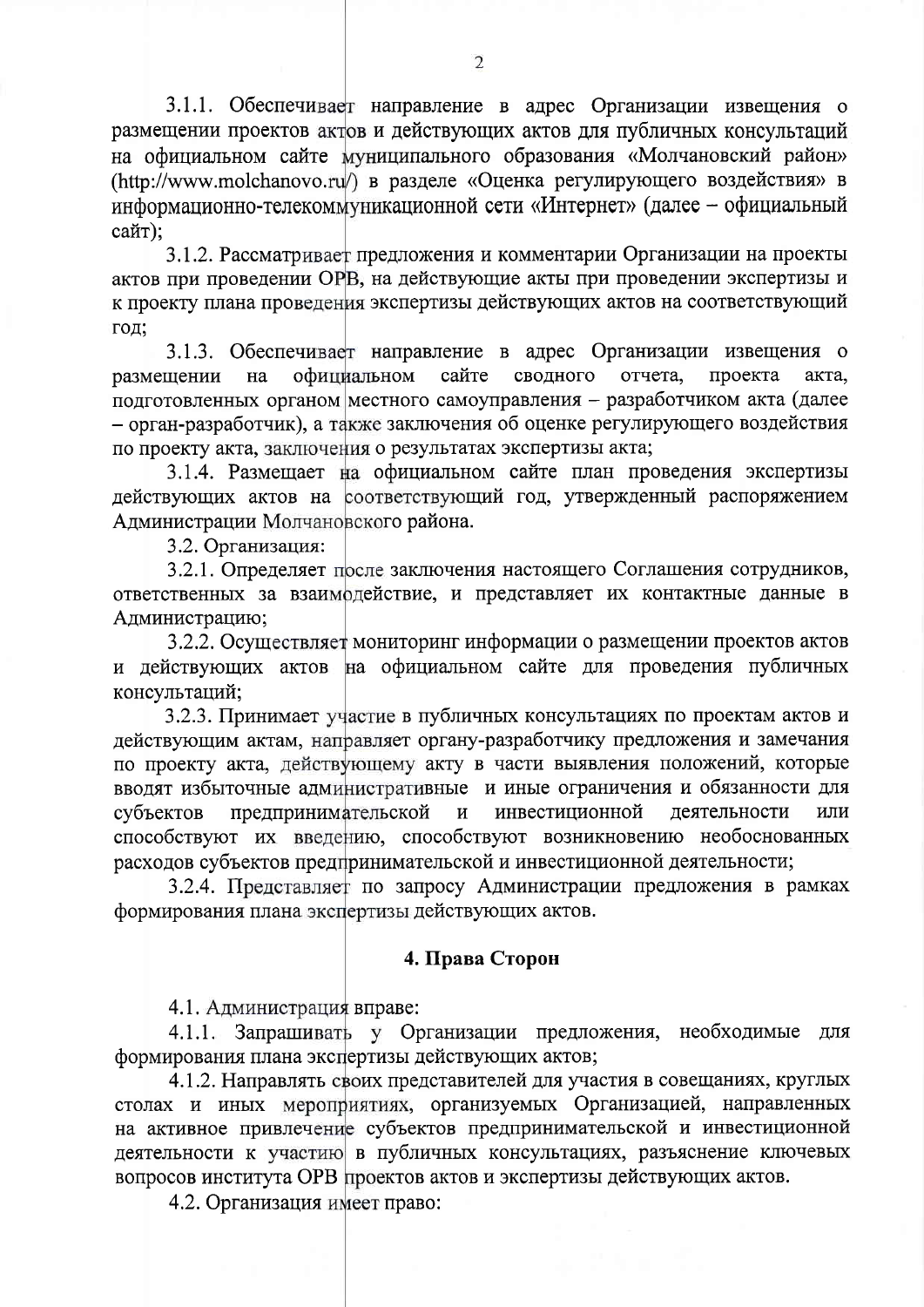3.1.1. Обеспечивает направление в адрес Организации извещения о размещении проектов актов и действующих актов для публичных консультаций на официальном сайте муниципального образования «Молчановский район» (http://www.molchanovo.ru/) в разделе «Оценка регулирующего воздействия» в информационно-телекоммуникационной сети «Интернет» (далее – официальный сайт);

3.1.2. Рассматривает предложения и комментарии Организации на проекты актов при проведении ОРВ, на действующие акты при проведении экспертизы и к проекту плана проведения экспертизы действующих актов на соответствующий год;

3.1.3. Обеспечивает направление в адрес Организации извещения о размещении на официальном сайте сводного отчета, проекта акта, подготовленных органом местного самоуправления – разработчиком акта (далее – орган-разработчик), а также заключения об оценке регулирующего воздействия по проекту акта, заключения о результатах экспертизы акта;

3.1.4. Размещает на официальном сайте план проведения экспертизы действующих актов на соответствующий год, утвержденный распоряжением Администрации Молчановского района.

3.2. Организация:

3.2.1. Определяет после заключения настоящего Соглашения сотрудников, ответственных за взаимодействие, и представляет их контактные данные в Администрацию;

3.2.2. Осуществляет мониторинг информации о размещении проектов актов и действующих актов на официальном сайте для проведения публичных консультаций;

3.2.3. Принимает участие в публичных консультациях по проектам актов и действующим актам, направляет органу-разработчику предложения и замечания по проекту акта, действующему акту в части выявления положений, которые вводят избыточные административные и иные ограничения и обязанности для субъектов предпринимательской и инвестиционной деятельности или способствуют их введению, способствуют возникновению необоснованных расходов субъектов предпринимательской и инвестиционной деятельности;

3.2.4. Представляет по запросу Администрации предложения в рамках формирования плана экспертизы действующих актов.

## 4. Права Сторон

4.1. Администрация вправе:

4.1.1. Запрашивать у Организации предложения, необходимые для формирования плана экспертизы действующих актов;

4.1.2. Направлять своих представителей для участия в совещаниях, круглых столах и иных мероприятиях, организуемых Организацией, направленных на активное привлечение субъектов предпринимательской и инвестиционной деятельности к участию в публичных консультациях, разъяснение ключевых вопросов института ОРВ проектов актов и экспертизы действующих актов.

4.2. Организация имеет право: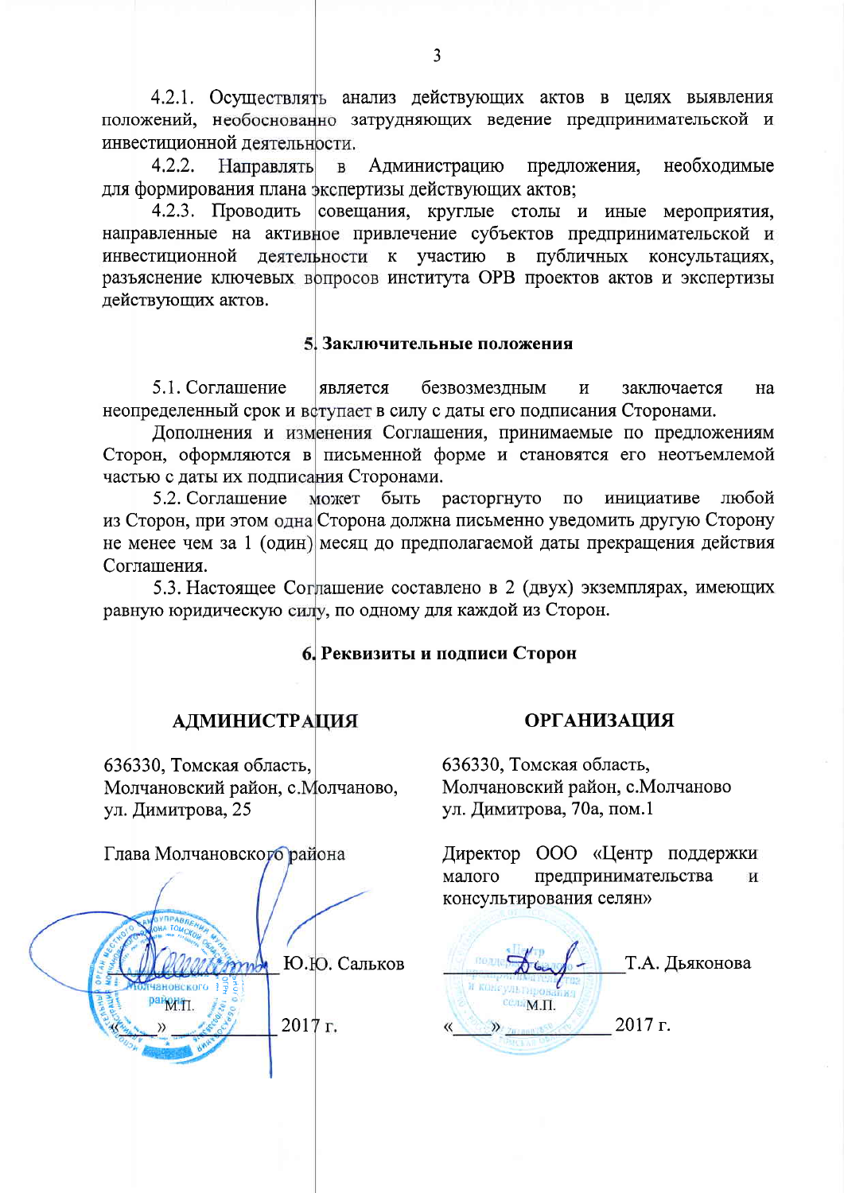4.2.1. Осуществлять анализ действующих актов в целях выявления положений, необоснованно затрудняющих ведение предпринимательской и инвестиционной деятельности.

4.2.2. Направлять в Администрацию предложения, необходимые для формирования плана экспертизы действующих актов;

4.2.3. Проводить совещания, круглые столы и иные мероприятия, направленные на активное привлечение субъектов предпринимательской и инвестиционной деятельности к участию в публичных консультациях, разъяснение ключевых вопросов института ОРВ проектов актов и экспертизы действующих актов.

## 5. Заключительные положения

5.1. Соглашение является безвозмездным и заключается на неопределенный срок и вступает в силу с даты его подписания Сторонами.

Дополнения и изменения Соглашения, принимаемые по предложениям Сторон, оформляются в письменной форме и становятся его неотъемлемой частью с даты их подписания Сторонами.

5.2. Соглашение может быть расторгнуто по инициативе любой из Сторон, при этом одна Сторона должна письменно уведомить другую Сторону не менее чем за 1 (один) месяц до предполагаемой даты прекращения действия Соглашения.

5.3. Настоящее Соглашение составлено в 2 (двух) экземплярах, имеющих равную юридическую силу, по одному для каждой из Сторон.

## 6. Реквизиты и подписи Сторон

**АДМИНИСТРАЦИЯ**

636330, Томская область,
Молчановский район, с.Молчаново,
ул. Димитрова, 25

Глава Молчановского района

_____________ Ю.Ю. Сальков

М.П.

«___» ___________ 2017 г.

**ОРГАНИЗАЦИЯ**

636330, Томская область,
Молчановский район, с.Молчаново
ул. Димитрова, 70а, пом.1

Директор ООО «Центр поддержки малого предпринимательства и консультирования селян»

_____________ Т.А. Дьяконова

М.П.

«___» ___________ 2017 г.